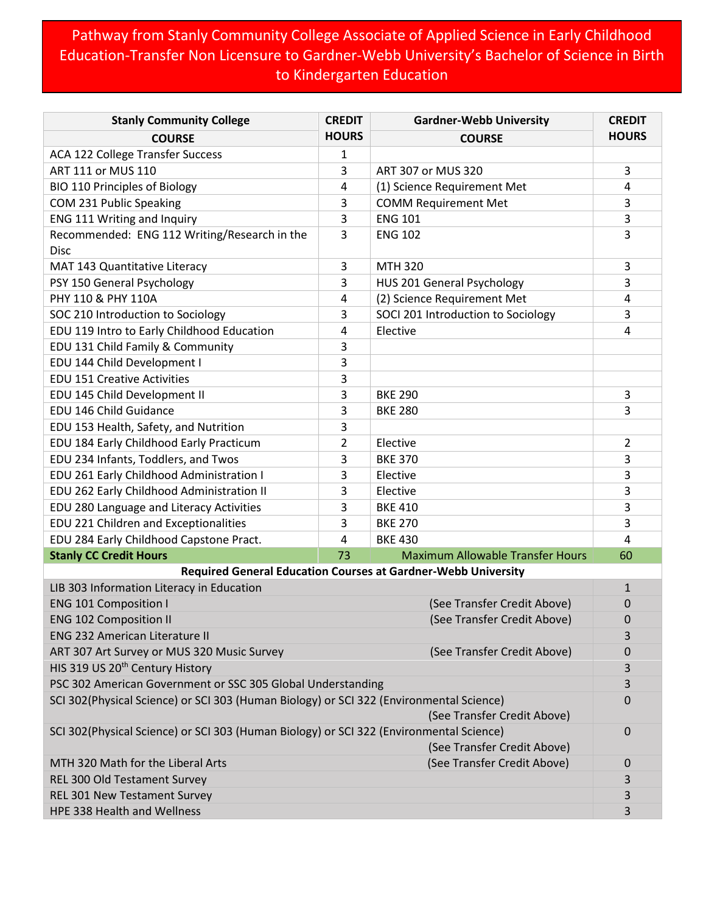# Pathway from Stanly Community College Associate of Applied Science in Early Childhood Education-Transfer Non Licensure to Gardner-Webb University's Bachelor of Science in Birth to Kindergarten Education

| Stanly Community College COURSE | CREDIT HOURS | Gardner-Webb University COURSE | CREDIT HOURS |
|---|---|---|---|
| ACA 122 College Transfer Success | 1 | | |
| ART 111 or MUS 110 | 3 | ART 307 or MUS 320 | 3 |
| BIO 110 Principles of Biology | 4 | (1) Science Requirement Met | 4 |
| COM 231 Public Speaking | 3 | COMM Requirement Met | 3 |
| ENG 111 Writing and Inquiry | 3 | ENG 101 | 3 |
| Recommended: ENG 112 Writing/Research in the Disc | 3 | ENG 102 | 3 |
| MAT 143 Quantitative Literacy | 3 | MTH 320 | 3 |
| PSY 150 General Psychology | 3 | HUS 201 General Psychology | 3 |
| PHY 110 & PHY 110A | 4 | (2) Science Requirement Met | 4 |
| SOC 210 Introduction to Sociology | 3 | SOCI 201 Introduction to Sociology | 3 |
| EDU 119 Intro to Early Childhood Education | 4 | Elective | 4 |
| EDU 131 Child Family & Community | 3 | | |
| EDU 144 Child Development I | 3 | | |
| EDU 151 Creative Activities | 3 | | |
| EDU 145 Child Development II | 3 | BKE 290 | 3 |
| EDU 146 Child Guidance | 3 | BKE 280 | 3 |
| EDU 153 Health, Safety, and Nutrition | 3 | | |
| EDU 184 Early Childhood Early Practicum | 2 | Elective | 2 |
| EDU 234 Infants, Toddlers, and Twos | 3 | BKE 370 | 3 |
| EDU 261 Early Childhood Administration I | 3 | Elective | 3 |
| EDU 262 Early Childhood Administration II | 3 | Elective | 3 |
| EDU 280 Language and Literacy Activities | 3 | BKE 410 | 3 |
| EDU 221 Children and Exceptionalities | 3 | BKE 270 | 3 |
| EDU 284 Early Childhood Capstone Pract. | 4 | BKE 430 | 4 |
| **Stanly CC Credit Hours** | 73 | Maximum Allowable Transfer Hours | 60 |

**Required General Education Courses at Gardner-Webb University**

| Course | | Credit Hours |
|---|---|---|
| LIB 303 Information Literacy in Education | | 1 |
| ENG 101 Composition I | (See Transfer Credit Above) | 0 |
| ENG 102 Composition II | (See Transfer Credit Above) | 0 |
| ENG 232 American Literature II | | 3 |
| ART 307 Art Survey or MUS 320 Music Survey | (See Transfer Credit Above) | 0 |
| HIS 319 US 20th Century History | | 3 |
| PSC 302 American Government or SSC 305 Global Understanding | | 3 |
| SCI 302(Physical Science) or SCI 303 (Human Biology) or SCI 322 (Environmental Science) | (See Transfer Credit Above) | 0 |
| SCI 302(Physical Science) or SCI 303 (Human Biology) or SCI 322 (Environmental Science) | (See Transfer Credit Above) | 0 |
| MTH 320 Math for the Liberal Arts | (See Transfer Credit Above) | 0 |
| REL 300 Old Testament Survey | | 3 |
| REL 301 New Testament Survey | | 3 |
| HPE 338 Health and Wellness | | 3 |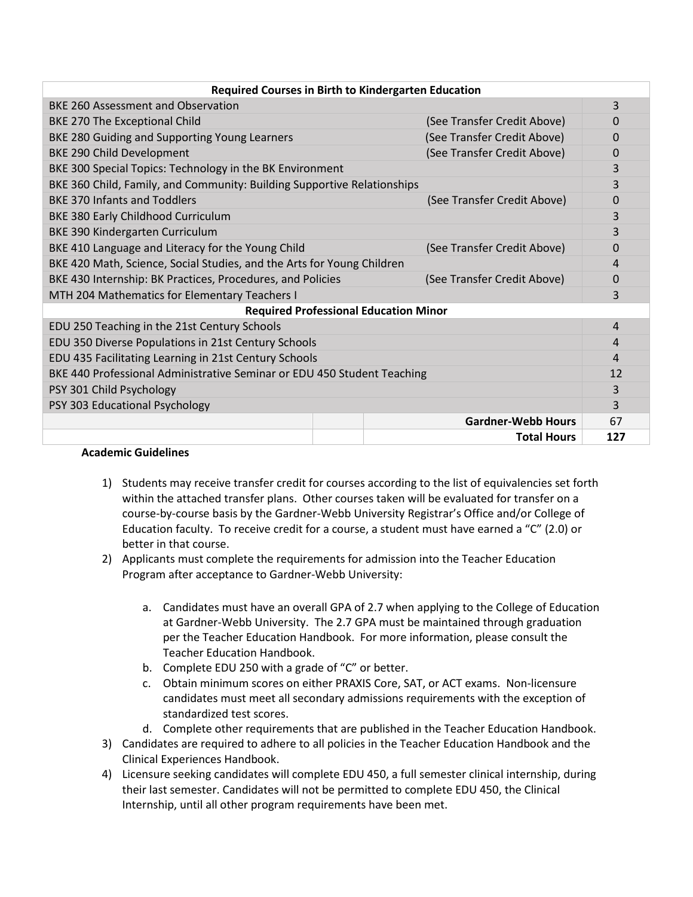| Required Courses in Birth to Kindergarten Education | | |
|---|---|---|
| BKE 260 Assessment and Observation | | 3 |
| BKE 270 The Exceptional Child | (See Transfer Credit Above) | 0 |
| BKE 280 Guiding and Supporting Young Learners | (See Transfer Credit Above) | 0 |
| BKE 290 Child Development | (See Transfer Credit Above) | 0 |
| BKE 300 Special Topics: Technology in the BK Environment | | 3 |
| BKE 360 Child, Family, and Community: Building Supportive Relationships | | 3 |
| BKE 370 Infants and Toddlers | (See Transfer Credit Above) | 0 |
| BKE 380 Early Childhood Curriculum | | 3 |
| BKE 390 Kindergarten Curriculum | | 3 |
| BKE 410 Language and Literacy for the Young Child | (See Transfer Credit Above) | 0 |
| BKE 420 Math, Science, Social Studies, and the Arts for Young Children | | 4 |
| BKE 430 Internship: BK Practices, Procedures, and Policies | (See Transfer Credit Above) | 0 |
| MTH 204 Mathematics for Elementary Teachers I | | 3 |
| **Required Professional Education Minor** | | |
| EDU 250 Teaching in the 21st Century Schools | | 4 |
| EDU 350 Diverse Populations in 21st Century Schools | | 4 |
| EDU 435 Facilitating Learning in 21st Century Schools | | 4 |
| BKE 440 Professional Administrative Seminar or EDU 450 Student Teaching | | 12 |
| PSY 301 Child Psychology | | 3 |
| PSY 303 Educational Psychology | | 3 |
| | **Gardner-Webb Hours** | 67 |
| | **Total Hours** | **127** |

**Academic Guidelines**

1) Students may receive transfer credit for courses according to the list of equivalencies set forth within the attached transfer plans. Other courses taken will be evaluated for transfer on a course-by-course basis by the Gardner-Webb University Registrar's Office and/or College of Education faculty. To receive credit for a course, a student must have earned a "C" (2.0) or better in that course.
2) Applicants must complete the requirements for admission into the Teacher Education Program after acceptance to Gardner-Webb University:
    a. Candidates must have an overall GPA of 2.7 when applying to the College of Education at Gardner-Webb University. The 2.7 GPA must be maintained through graduation per the Teacher Education Handbook. For more information, please consult the Teacher Education Handbook.
    b. Complete EDU 250 with a grade of "C" or better.
    c. Obtain minimum scores on either PRAXIS Core, SAT, or ACT exams. Non-licensure candidates must meet all secondary admissions requirements with the exception of standardized test scores.
    d. Complete other requirements that are published in the Teacher Education Handbook.
3) Candidates are required to adhere to all policies in the Teacher Education Handbook and the Clinical Experiences Handbook.
4) Licensure seeking candidates will complete EDU 450, a full semester clinical internship, during their last semester. Candidates will not be permitted to complete EDU 450, the Clinical Internship, until all other program requirements have been met.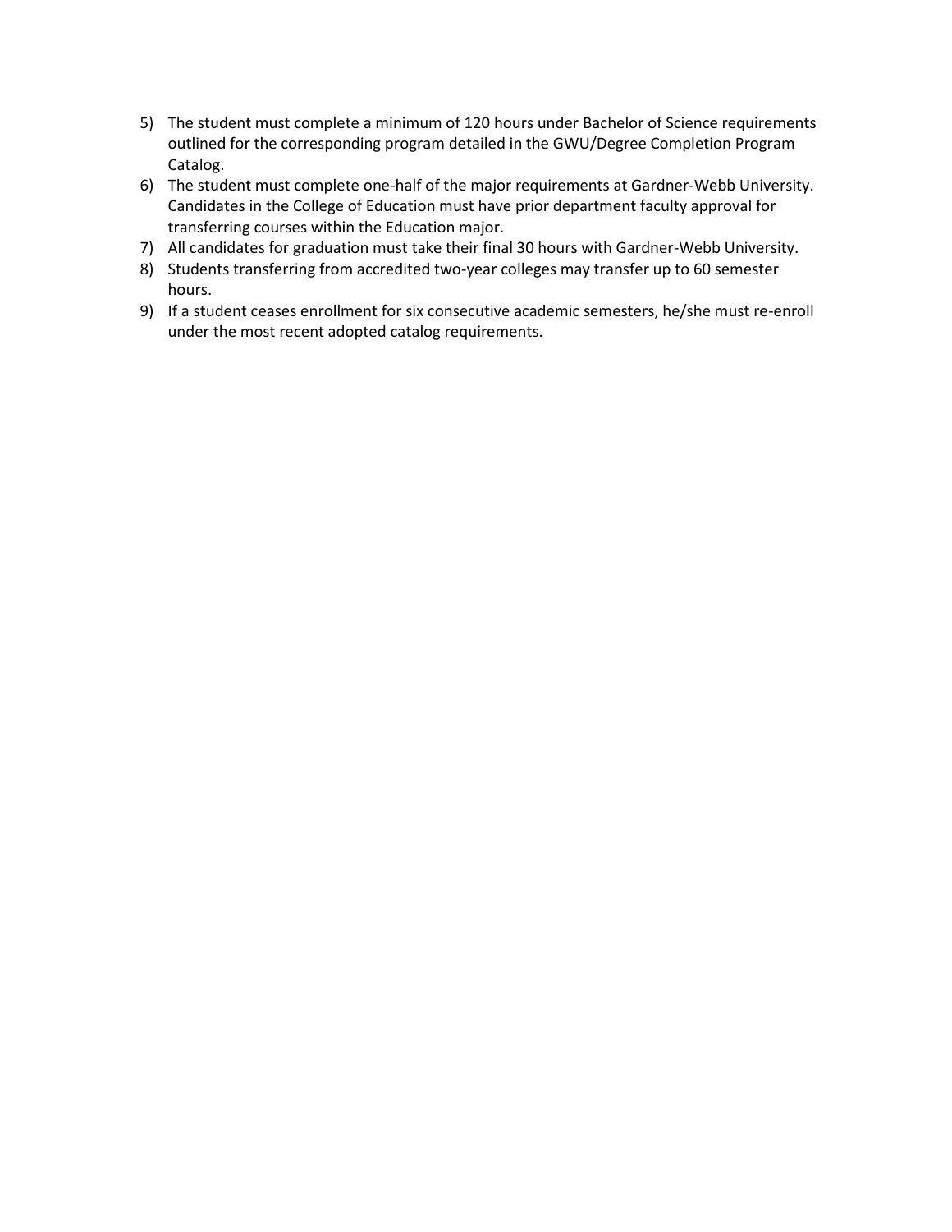5) The student must complete a minimum of 120 hours under Bachelor of Science requirements outlined for the corresponding program detailed in the GWU/Degree Completion Program Catalog.
6) The student must complete one-half of the major requirements at Gardner-Webb University. Candidates in the College of Education must have prior department faculty approval for transferring courses within the Education major.
7) All candidates for graduation must take their final 30 hours with Gardner-Webb University.
8) Students transferring from accredited two-year colleges may transfer up to 60 semester hours.
9) If a student ceases enrollment for six consecutive academic semesters, he/she must re-enroll under the most recent adopted catalog requirements.